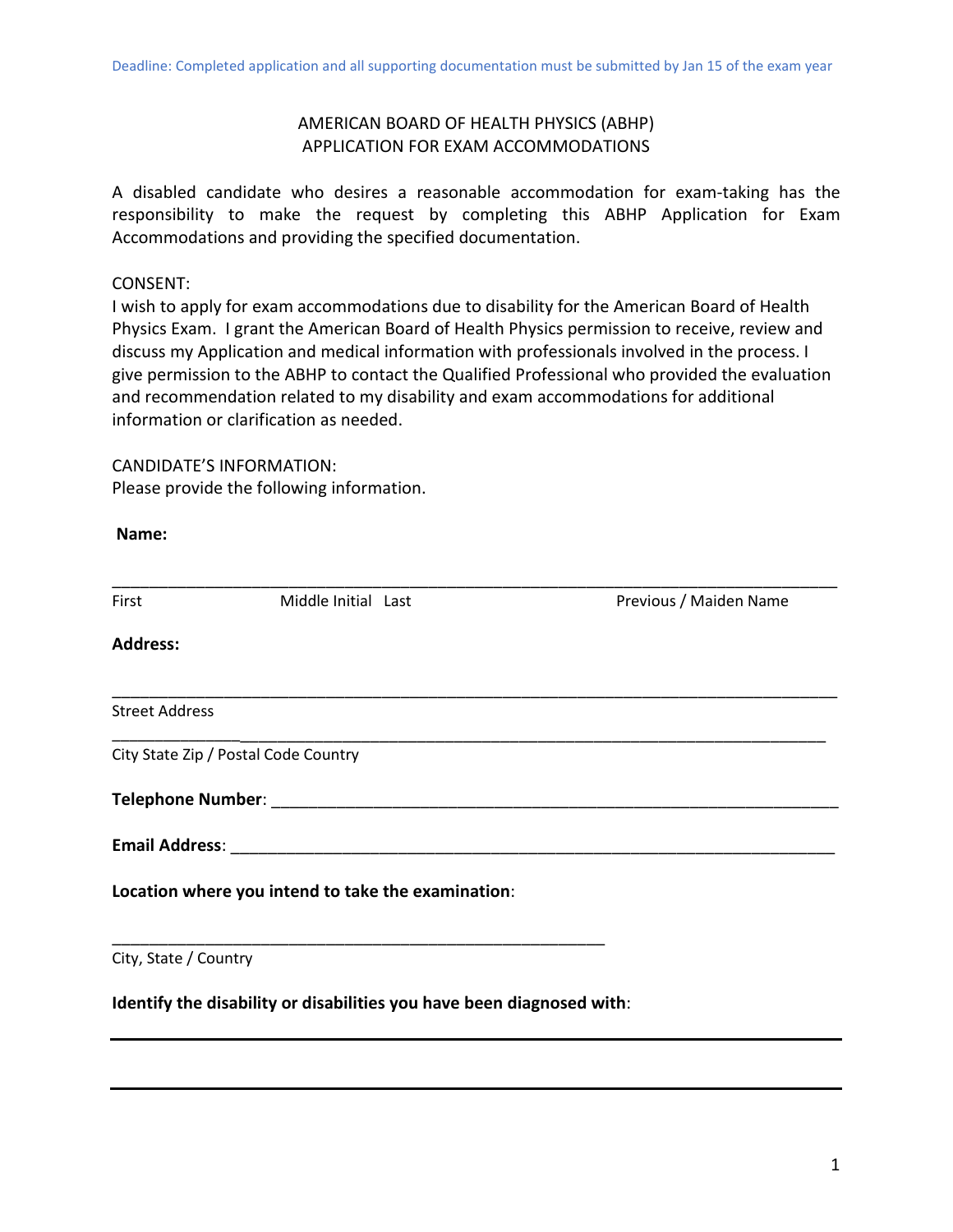Deadline: Completed application and all supporting documentation must be submitted by Jan 15 of the exam year

# AMERICAN BOARD OF HEALTH PHYSICS (ABHP)
## APPLICATION FOR EXAM ACCOMMODATIONS

A disabled candidate who desires a reasonable accommodation for exam-taking has the responsibility to make the request by completing this ABHP Application for Exam Accommodations and providing the specified documentation.

CONSENT:
I wish to apply for exam accommodations due to disability for the American Board of Health Physics Exam. I grant the American Board of Health Physics permission to receive, review and discuss my Application and medical information with professionals involved in the process. I give permission to the ABHP to contact the Qualified Professional who provided the evaluation and recommendation related to my disability and exam accommodations for additional information or clarification as needed.

CANDIDATE'S INFORMATION:
Please provide the following information.

**Name:**

______________________________________________________________________________

First Middle Initial Last Previous / Maiden Name

**Address:**

______________________________________________________________________________

Street Address

______________________________________________________________________________

City State Zip / Postal Code Country

**Telephone Number**: ____________________________________________________________

**Email Address**: _______________________________________________________________

**Location where you intend to take the examination**:

____________________________________________________

City, State / Country

**Identify the disability or disabilities you have been diagnosed with**:

______________________________________________________________________________

______________________________________________________________________________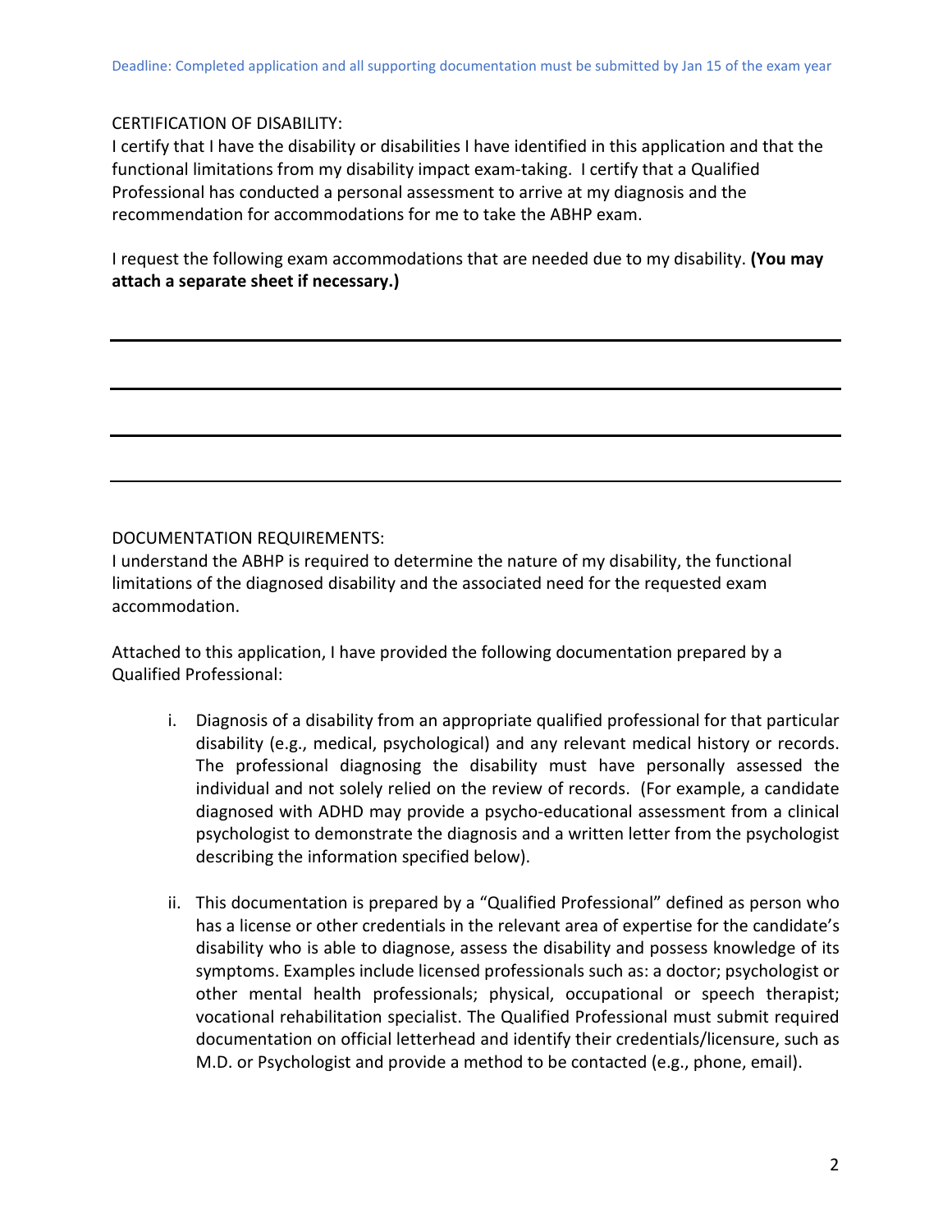Deadline: Completed application and all supporting documentation must be submitted by Jan 15 of the exam year

CERTIFICATION OF DISABILITY:

I certify that I have the disability or disabilities I have identified in this application and that the functional limitations from my disability impact exam-taking. I certify that a Qualified Professional has conducted a personal assessment to arrive at my diagnosis and the recommendation for accommodations for me to take the ABHP exam.

I request the following exam accommodations that are needed due to my disability. **(You may attach a separate sheet if necessary.)**

______________________________________________________________________________

______________________________________________________________________________

______________________________________________________________________________

______________________________________________________________________________

DOCUMENTATION REQUIREMENTS:

I understand the ABHP is required to determine the nature of my disability, the functional limitations of the diagnosed disability and the associated need for the requested exam accommodation.

Attached to this application, I have provided the following documentation prepared by a Qualified Professional:

i. Diagnosis of a disability from an appropriate qualified professional for that particular disability (e.g., medical, psychological) and any relevant medical history or records. The professional diagnosing the disability must have personally assessed the individual and not solely relied on the review of records. (For example, a candidate diagnosed with ADHD may provide a psycho-educational assessment from a clinical psychologist to demonstrate the diagnosis and a written letter from the psychologist describing the information specified below).

ii. This documentation is prepared by a "Qualified Professional" defined as person who has a license or other credentials in the relevant area of expertise for the candidate's disability who is able to diagnose, assess the disability and possess knowledge of its symptoms. Examples include licensed professionals such as: a doctor; psychologist or other mental health professionals; physical, occupational or speech therapist; vocational rehabilitation specialist. The Qualified Professional must submit required documentation on official letterhead and identify their credentials/licensure, such as M.D. or Psychologist and provide a method to be contacted (e.g., phone, email).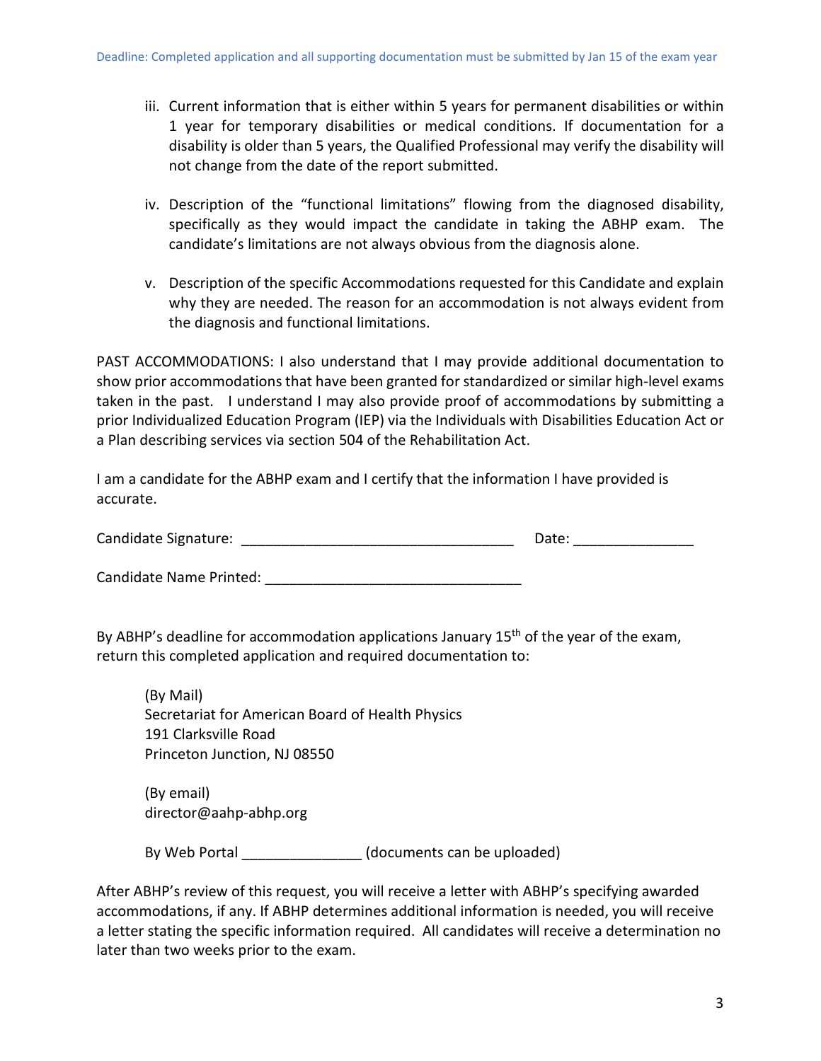iii. Current information that is either within 5 years for permanent disabilities or within 1 year for temporary disabilities or medical conditions. If documentation for a disability is older than 5 years, the Qualified Professional may verify the disability will not change from the date of the report submitted.

iv. Description of the "functional limitations" flowing from the diagnosed disability, specifically as they would impact the candidate in taking the ABHP exam. The candidate's limitations are not always obvious from the diagnosis alone.

v. Description of the specific Accommodations requested for this Candidate and explain why they are needed. The reason for an accommodation is not always evident from the diagnosis and functional limitations.

PAST ACCOMMODATIONS: I also understand that I may provide additional documentation to show prior accommodations that have been granted for standardized or similar high-level exams taken in the past. I understand I may also provide proof of accommodations by submitting a prior Individualized Education Program (IEP) via the Individuals with Disabilities Education Act or a Plan describing services via section 504 of the Rehabilitation Act.

I am a candidate for the ABHP exam and I certify that the information I have provided is accurate.

Candidate Signature: ___________________________________ Date: _______________

Candidate Name Printed: ________________________________

By ABHP's deadline for accommodation applications January 15th of the year of the exam, return this completed application and required documentation to:

(By Mail)
Secretariat for American Board of Health Physics
191 Clarksville Road
Princeton Junction, NJ 08550

(By email)
director@aahp-abhp.org

By Web Portal _______________ (documents can be uploaded)

After ABHP's review of this request, you will receive a letter with ABHP's specifying awarded accommodations, if any. If ABHP determines additional information is needed, you will receive a letter stating the specific information required. All candidates will receive a determination no later than two weeks prior to the exam.